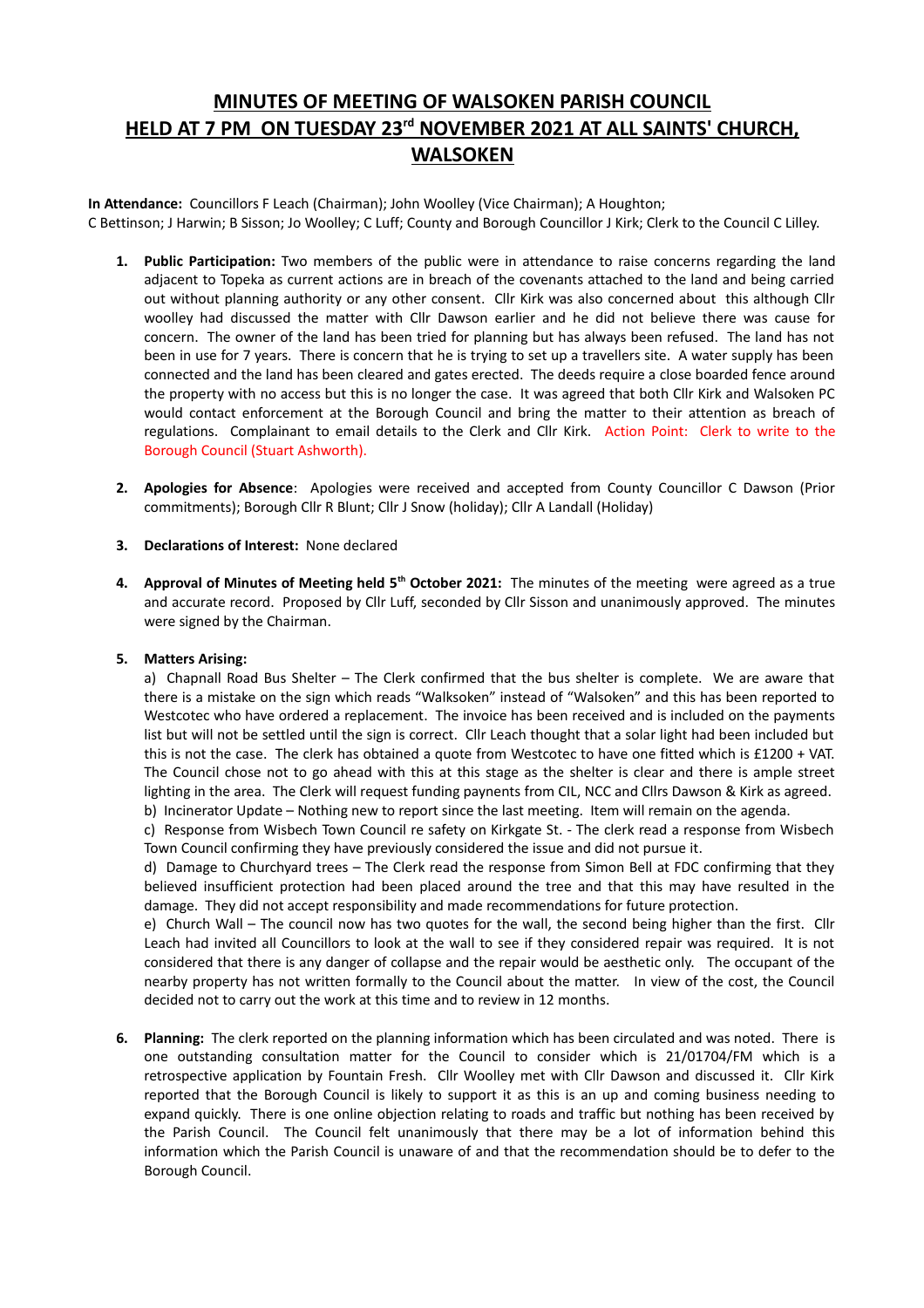# MINUTES OF MEETING OF WALSOKEN PARISH COUNCIL HELD AT 7 PM ON TUESDAY 23rd NOVEMBER 2021 AT ALL SAINTS' CHURCH, WALSOKEN

**In Attendance:** Councillors F Leach (Chairman); John Woolley (Vice Chairman); A Houghton; C Bettinson; J Harwin; B Sisson; Jo Woolley; C Luff; County and Borough Councillor J Kirk; Clerk to the Council C Lilley.

1. **Public Participation:** Two members of the public were in attendance to raise concerns regarding the land adjacent to Topeka as current actions are in breach of the covenants attached to the land and being carried out without planning authority or any other consent. Cllr Kirk was also concerned about this although Cllr woolley had discussed the matter with Cllr Dawson earlier and he did not believe there was cause for concern. The owner of the land has been tried for planning but has always been refused. The land has not been in use for 7 years. There is concern that he is trying to set up a travellers site. A water supply has been connected and the land has been cleared and gates erected. The deeds require a close boarded fence around the property with no access but this is no longer the case. It was agreed that both Cllr Kirk and Walsoken PC would contact enforcement at the Borough Council and bring the matter to their attention as breach of regulations. Complainant to email details to the Clerk and Cllr Kirk. Action Point: Clerk to write to the Borough Council (Stuart Ashworth).

2. **Apologies for Absence**: Apologies were received and accepted from County Councillor C Dawson (Prior commitments); Borough Cllr R Blunt; Cllr J Snow (holiday); Cllr A Landall (Holiday)

3. **Declarations of Interest:** None declared

4. **Approval of Minutes of Meeting held 5th October 2021:** The minutes of the meeting were agreed as a true and accurate record. Proposed by Cllr Luff, seconded by Cllr Sisson and unanimously approved. The minutes were signed by the Chairman.

5. **Matters Arising:**

   a) Chapnall Road Bus Shelter – The Clerk confirmed that the bus shelter is complete. We are aware that there is a mistake on the sign which reads "Walksoken" instead of "Walsoken" and this has been reported to Westcotec who have ordered a replacement. The invoice has been received and is included on the payments list but will not be settled until the sign is correct. Cllr Leach thought that a solar light had been included but this is not the case. The clerk has obtained a quote from Westcotec to have one fitted which is £1200 + VAT. The Council chose not to go ahead with this at this stage as the shelter is clear and there is ample street lighting in the area. The Clerk will request funding paynents from CIL, NCC and Cllrs Dawson & Kirk as agreed.

   b) Incinerator Update – Nothing new to report since the last meeting. Item will remain on the agenda.

   c) Response from Wisbech Town Council re safety on Kirkgate St. - The clerk read a response from Wisbech Town Council confirming they have previously considered the issue and did not pursue it.

   d) Damage to Churchyard trees – The Clerk read the response from Simon Bell at FDC confirming that they believed insufficient protection had been placed around the tree and that this may have resulted in the damage. They did not accept responsibility and made recommendations for future protection.

   e) Church Wall – The council now has two quotes for the wall, the second being higher than the first. Cllr Leach had invited all Councillors to look at the wall to see if they considered repair was required. It is not considered that there is any danger of collapse and the repair would be aesthetic only. The occupant of the nearby property has not written formally to the Council about the matter. In view of the cost, the Council decided not to carry out the work at this time and to review in 12 months.

6. **Planning:** The clerk reported on the planning information which has been circulated and was noted. There is one outstanding consultation matter for the Council to consider which is 21/01704/FM which is a retrospective application by Fountain Fresh. Cllr Woolley met with Cllr Dawson and discussed it. Cllr Kirk reported that the Borough Council is likely to support it as this is an up and coming business needing to expand quickly. There is one online objection relating to roads and traffic but nothing has been received by the Parish Council. The Council felt unanimously that there may be a lot of information behind this information which the Parish Council is unaware of and that the recommendation should be to defer to the Borough Council.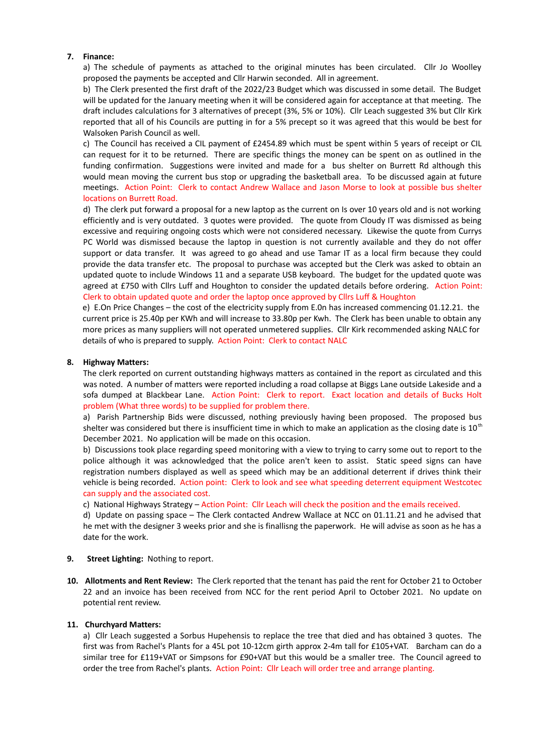**7. Finance:**

a) The schedule of payments as attached to the original minutes has been circulated. Cllr Jo Woolley proposed the payments be accepted and Cllr Harwin seconded. All in agreement.

b) The Clerk presented the first draft of the 2022/23 Budget which was discussed in some detail. The Budget will be updated for the January meeting when it will be considered again for acceptance at that meeting. The draft includes calculations for 3 alternatives of precept (3%, 5% or 10%). Cllr Leach suggested 3% but Cllr Kirk reported that all of his Councils are putting in for a 5% precept so it was agreed that this would be best for Walsoken Parish Council as well.

c) The Council has received a CIL payment of £2454.89 which must be spent within 5 years of receipt or CIL can request for it to be returned. There are specific things the money can be spent on as outlined in the funding confirmation. Suggestions were invited and made for a bus shelter on Burrett Rd although this would mean moving the current bus stop or upgrading the basketball area. To be discussed again at future meetings. Action Point: Clerk to contact Andrew Wallace and Jason Morse to look at possible bus shelter locations on Burrett Road.

d) The clerk put forward a proposal for a new laptop as the current on Is over 10 years old and is not working efficiently and is very outdated. 3 quotes were provided. The quote from Cloudy IT was dismissed as being excessive and requiring ongoing costs which were not considered necessary. Likewise the quote from Currys PC World was dismissed because the laptop in question is not currently available and they do not offer support or data transfer. It was agreed to go ahead and use Tamar IT as a local firm because they could provide the data transfer etc. The proposal to purchase was accepted but the Clerk was asked to obtain an updated quote to include Windows 11 and a separate USB keyboard. The budget for the updated quote was agreed at £750 with Cllrs Luff and Houghton to consider the updated details before ordering. Action Point: Clerk to obtain updated quote and order the laptop once approved by Cllrs Luff & Houghton

e) E.On Price Changes – the cost of the electricity supply from E.0n has increased commencing 01.12.21. the current price is 25.40p per KWh and will increase to 33.80p per Kwh. The Clerk has been unable to obtain any more prices as many suppliers will not operated unmetered supplies. Cllr Kirk recommended asking NALC for details of who is prepared to supply. Action Point: Clerk to contact NALC

**8. Highway Matters:**

The clerk reported on current outstanding highways matters as contained in the report as circulated and this was noted. A number of matters were reported including a road collapse at Biggs Lane outside Lakeside and a sofa dumped at Blackbear Lane. Action Point: Clerk to report. Exact location and details of Bucks Holt problem (What three words) to be supplied for problem there.

a) Parish Partnership Bids were discussed, nothing previously having been proposed. The proposed bus shelter was considered but there is insufficient time in which to make an application as the closing date is 10th December 2021. No application will be made on this occasion.

b) Discussions took place regarding speed monitoring with a view to trying to carry some out to report to the police although it was acknowledged that the police aren't keen to assist. Static speed signs can have registration numbers displayed as well as speed which may be an additional deterrent if drives think their vehicle is being recorded. Action point: Clerk to look and see what speeding deterrent equipment Westcotec can supply and the associated cost.

c) National Highways Strategy – Action Point: Cllr Leach will check the position and the emails received.

d) Update on passing space – The Clerk contacted Andrew Wallace at NCC on 01.11.21 and he advised that he met with the designer 3 weeks prior and she is finallisng the paperwork. He will advise as soon as he has a date for the work.

**9. Street Lighting:** Nothing to report.

**10. Allotments and Rent Review:** The Clerk reported that the tenant has paid the rent for October 21 to October 22 and an invoice has been received from NCC for the rent period April to October 2021. No update on potential rent review.

**11. Churchyard Matters:**

a) Cllr Leach suggested a Sorbus Hupehensis to replace the tree that died and has obtained 3 quotes. The first was from Rachel's Plants for a 45L pot 10-12cm girth approx 2-4m tall for £105+VAT. Barcham can do a similar tree for £119+VAT or Simpsons for £90+VAT but this would be a smaller tree. The Council agreed to order the tree from Rachel's plants. Action Point: Cllr Leach will order tree and arrange planting.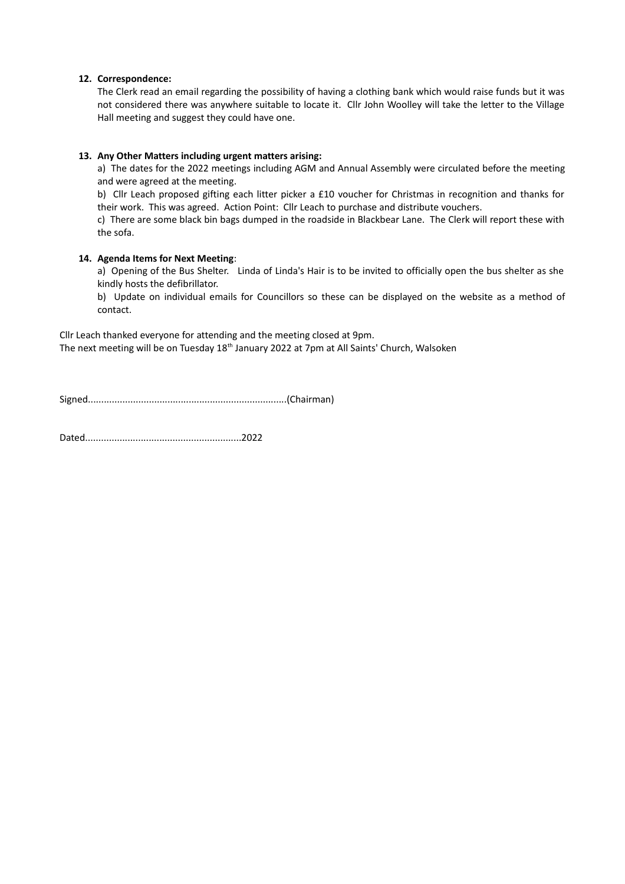**12. Correspondence:**

The Clerk read an email regarding the possibility of having a clothing bank which would raise funds but it was not considered there was anywhere suitable to locate it. Cllr John Woolley will take the letter to the Village Hall meeting and suggest they could have one.

**13. Any Other Matters including urgent matters arising:**

a) The dates for the 2022 meetings including AGM and Annual Assembly were circulated before the meeting and were agreed at the meeting.

b) Cllr Leach proposed gifting each litter picker a £10 voucher for Christmas in recognition and thanks for their work. This was agreed. Action Point: Cllr Leach to purchase and distribute vouchers.

c) There are some black bin bags dumped in the roadside in Blackbear Lane. The Clerk will report these with the sofa.

**14. Agenda Items for Next Meeting**:

a) Opening of the Bus Shelter. Linda of Linda's Hair is to be invited to officially open the bus shelter as she kindly hosts the defibrillator.

b) Update on individual emails for Councillors so these can be displayed on the website as a method of contact.

Cllr Leach thanked everyone for attending and the meeting closed at 9pm.
The next meeting will be on Tuesday 18th January 2022 at 7pm at All Saints' Church, Walsoken

Signed..........................................................................(Chairman)

Dated..........................................................2022